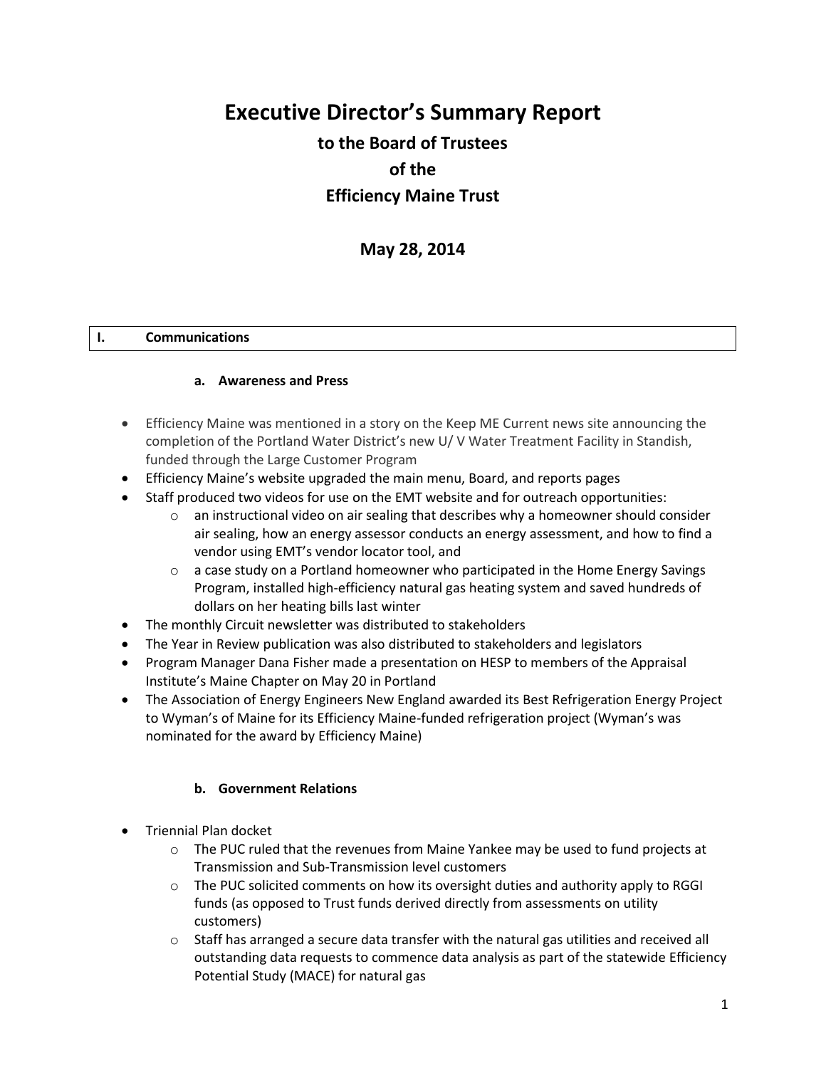# Executive Director's Summary Report

## to the Board of Trustees

## of the

## Efficiency Maine Trust

## May 28, 2014

## I. Communications

### a. Awareness and Press

- Efficiency Maine was mentioned in a story on the Keep ME Current news site announcing the completion of the Portland Water District's new U/ V Water Treatment Facility in Standish, funded through the Large Customer Program
- Efficiency Maine's website upgraded the main menu, Board, and reports pages
- Staff produced two videos for use on the EMT website and for outreach opportunities:
  - an instructional video on air sealing that describes why a homeowner should consider air sealing, how an energy assessor conducts an energy assessment, and how to find a vendor using EMT's vendor locator tool, and
  - a case study on a Portland homeowner who participated in the Home Energy Savings Program, installed high-efficiency natural gas heating system and saved hundreds of dollars on her heating bills last winter
- The monthly Circuit newsletter was distributed to stakeholders
- The Year in Review publication was also distributed to stakeholders and legislators
- Program Manager Dana Fisher made a presentation on HESP to members of the Appraisal Institute's Maine Chapter on May 20 in Portland
- The Association of Energy Engineers New England awarded its Best Refrigeration Energy Project to Wyman's of Maine for its Efficiency Maine-funded refrigeration project (Wyman's was nominated for the award by Efficiency Maine)

### b. Government Relations

- Triennial Plan docket
  - The PUC ruled that the revenues from Maine Yankee may be used to fund projects at Transmission and Sub-Transmission level customers
  - The PUC solicited comments on how its oversight duties and authority apply to RGGI funds (as opposed to Trust funds derived directly from assessments on utility customers)
  - Staff has arranged a secure data transfer with the natural gas utilities and received all outstanding data requests to commence data analysis as part of the statewide Efficiency Potential Study (MACE) for natural gas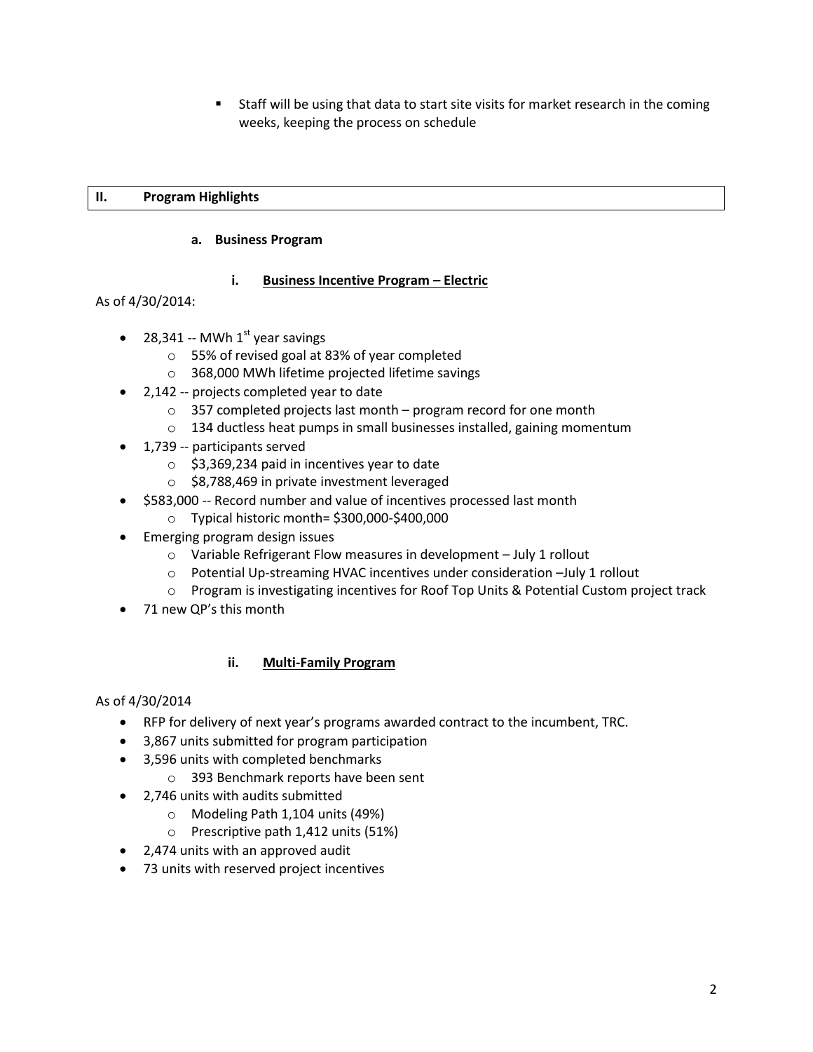- Staff will be using that data to start site visits for market research in the coming weeks, keeping the process on schedule

## II. Program Highlights

### a. Business Program

#### i. Business Incentive Program – Electric

As of 4/30/2014:

- 28,341 -- MWh 1st year savings
  - 55% of revised goal at 83% of year completed
  - 368,000 MWh lifetime projected lifetime savings
- 2,142 -- projects completed year to date
  - 357 completed projects last month – program record for one month
  - 134 ductless heat pumps in small businesses installed, gaining momentum
- 1,739 -- participants served
  - $3,369,234 paid in incentives year to date
  - $8,788,469 in private investment leveraged
- $583,000 -- Record number and value of incentives processed last month
  - Typical historic month= $300,000-$400,000
- Emerging program design issues
  - Variable Refrigerant Flow measures in development – July 1 rollout
  - Potential Up-streaming HVAC incentives under consideration –July 1 rollout
  - Program is investigating incentives for Roof Top Units & Potential Custom project track
- 71 new QP's this month

#### ii. Multi-Family Program

As of 4/30/2014

- RFP for delivery of next year's programs awarded contract to the incumbent, TRC.
- 3,867 units submitted for program participation
- 3,596 units with completed benchmarks
  - 393 Benchmark reports have been sent
- 2,746 units with audits submitted
  - Modeling Path 1,104 units (49%)
  - Prescriptive path 1,412 units (51%)
- 2,474 units with an approved audit
- 73 units with reserved project incentives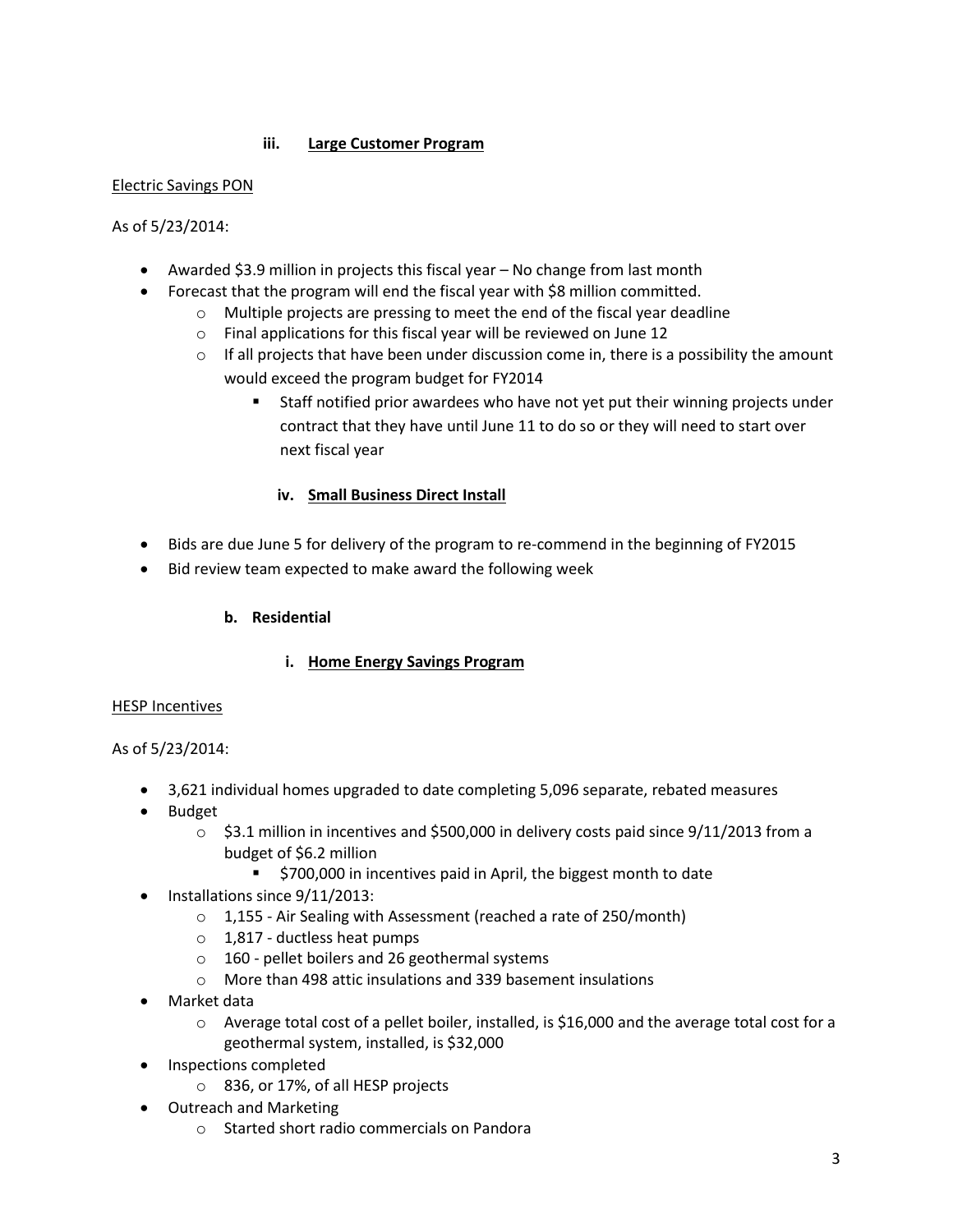### iii. Large Customer Program

Electric Savings PON

As of 5/23/2014:

- Awarded $3.9 million in projects this fiscal year – No change from last month
- Forecast that the program will end the fiscal year with $8 million committed.
  - Multiple projects are pressing to meet the end of the fiscal year deadline
  - Final applications for this fiscal year will be reviewed on June 12
  - If all projects that have been under discussion come in, there is a possibility the amount would exceed the program budget for FY2014
    - Staff notified prior awardees who have not yet put their winning projects under contract that they have until June 11 to do so or they will need to start over next fiscal year

### iv. Small Business Direct Install

- Bids are due June 5 for delivery of the program to re-commend in the beginning of FY2015
- Bid review team expected to make award the following week

## b. Residential

### i. Home Energy Savings Program

HESP Incentives

As of 5/23/2014:

- 3,621 individual homes upgraded to date completing 5,096 separate, rebated measures
- Budget
  - $3.1 million in incentives and $500,000 in delivery costs paid since 9/11/2013 from a budget of $6.2 million
    - $700,000 in incentives paid in April, the biggest month to date
- Installations since 9/11/2013:
  - 1,155 - Air Sealing with Assessment (reached a rate of 250/month)
  - 1,817 - ductless heat pumps
  - 160 - pellet boilers and 26 geothermal systems
  - More than 498 attic insulations and 339 basement insulations
- Market data
  - Average total cost of a pellet boiler, installed, is $16,000 and the average total cost for a geothermal system, installed, is $32,000
- Inspections completed
  - 836, or 17%, of all HESP projects
- Outreach and Marketing
  - Started short radio commercials on Pandora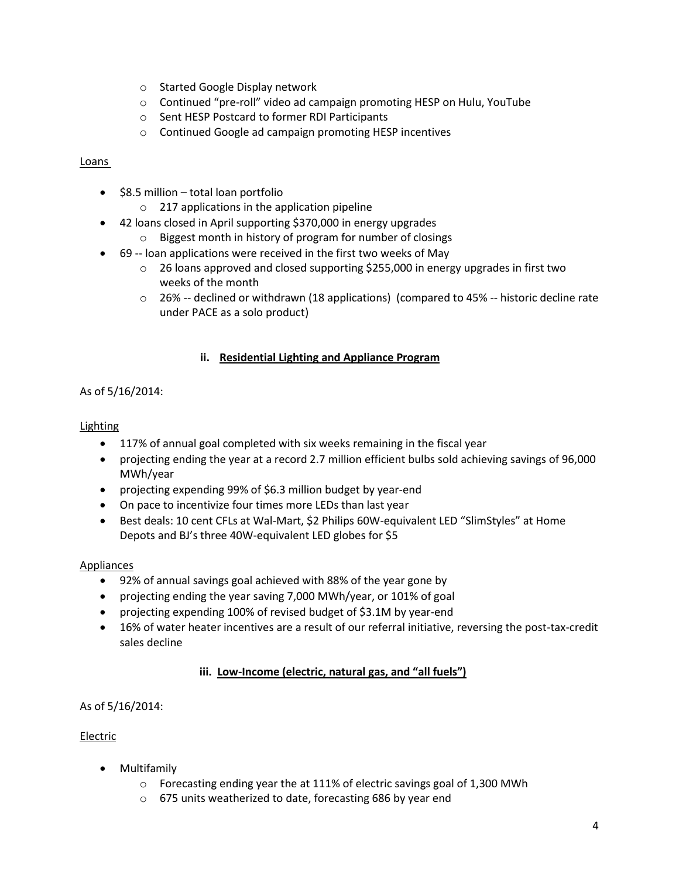- Started Google Display network
- Continued "pre-roll" video ad campaign promoting HESP on Hulu, YouTube
- Sent HESP Postcard to former RDI Participants
- Continued Google ad campaign promoting HESP incentives

Loans

- $8.5 million – total loan portfolio
  - 217 applications in the application pipeline
- 42 loans closed in April supporting $370,000 in energy upgrades
  - Biggest month in history of program for number of closings
- 69 -- loan applications were received in the first two weeks of May
  - 26 loans approved and closed supporting $255,000 in energy upgrades in first two weeks of the month
  - 26% -- declined or withdrawn (18 applications) (compared to 45% -- historic decline rate under PACE as a solo product)

### ii. Residential Lighting and Appliance Program

As of 5/16/2014:

Lighting

- 117% of annual goal completed with six weeks remaining in the fiscal year
- projecting ending the year at a record 2.7 million efficient bulbs sold achieving savings of 96,000 MWh/year
- projecting expending 99% of $6.3 million budget by year-end
- On pace to incentivize four times more LEDs than last year
- Best deals: 10 cent CFLs at Wal-Mart, $2 Philips 60W-equivalent LED "SlimStyles" at Home Depots and BJ's three 40W-equivalent LED globes for $5

Appliances

- 92% of annual savings goal achieved with 88% of the year gone by
- projecting ending the year saving 7,000 MWh/year, or 101% of goal
- projecting expending 100% of revised budget of $3.1M by year-end
- 16% of water heater incentives are a result of our referral initiative, reversing the post-tax-credit sales decline

### iii. Low-Income (electric, natural gas, and "all fuels")

As of 5/16/2014:

Electric

- Multifamily
  - Forecasting ending year the at 111% of electric savings goal of 1,300 MWh
  - 675 units weatherized to date, forecasting 686 by year end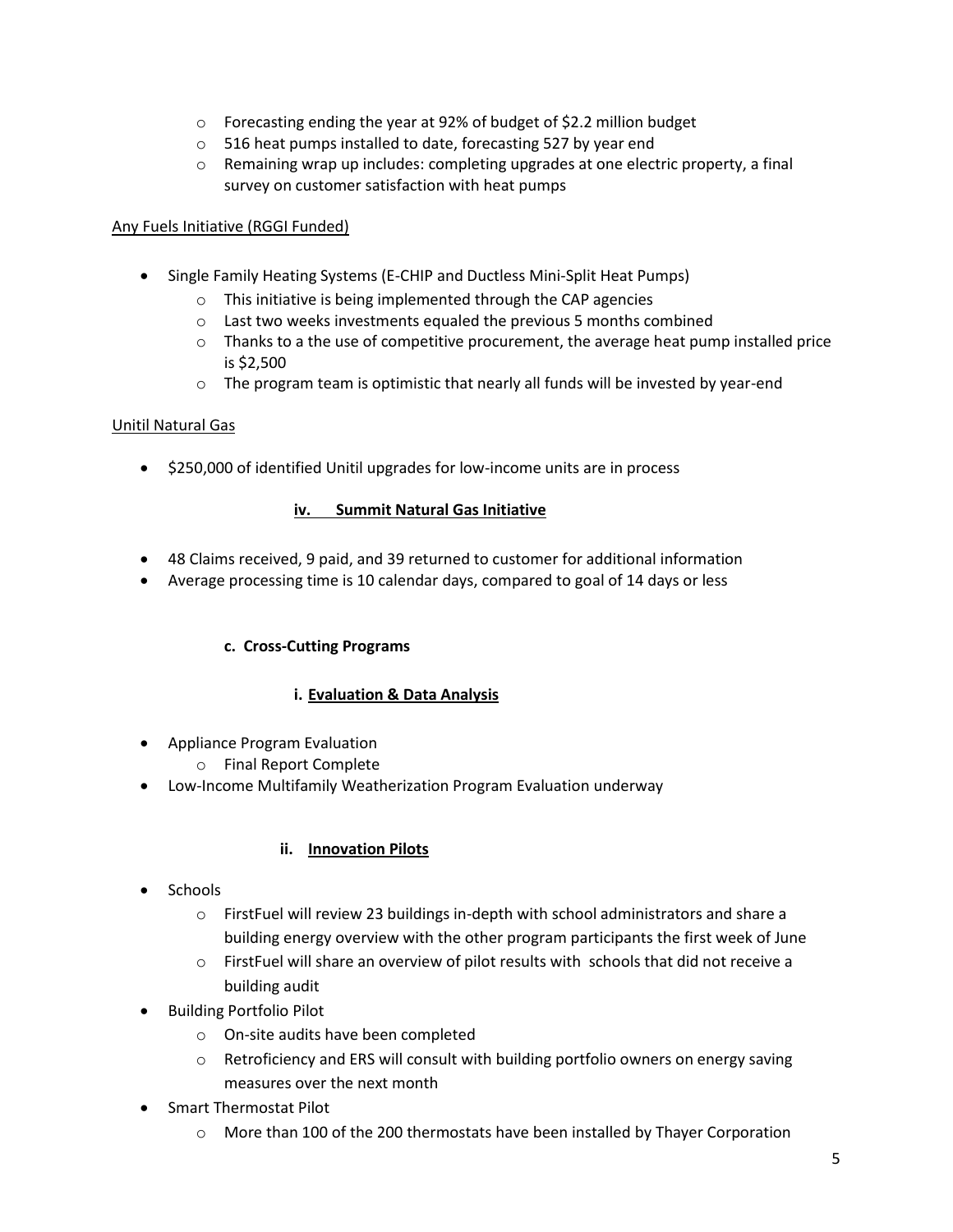- Forecasting ending the year at 92% of budget of $2.2 million budget
  - 516 heat pumps installed to date, forecasting 527 by year end
  - Remaining wrap up includes: completing upgrades at one electric property, a final survey on customer satisfaction with heat pumps

<u>Any Fuels Initiative (RGGI Funded)</u>

- Single Family Heating Systems (E-CHIP and Ductless Mini-Split Heat Pumps)
  - This initiative is being implemented through the CAP agencies
  - Last two weeks investments equaled the previous 5 months combined
  - Thanks to a the use of competitive procurement, the average heat pump installed price is $2,500
  - The program team is optimistic that nearly all funds will be invested by year-end

<u>Unitil Natural Gas</u>

- $250,000 of identified Unitil upgrades for low-income units are in process

### iv. Summit Natural Gas Initiative

- 48 Claims received, 9 paid, and 39 returned to customer for additional information
- Average processing time is 10 calendar days, compared to goal of 14 days or less

### c. Cross-Cutting Programs

#### i. Evaluation & Data Analysis

- Appliance Program Evaluation
  - Final Report Complete
- Low-Income Multifamily Weatherization Program Evaluation underway

#### ii. Innovation Pilots

- Schools
  - FirstFuel will review 23 buildings in-depth with school administrators and share a building energy overview with the other program participants the first week of June
  - FirstFuel will share an overview of pilot results with schools that did not receive a building audit
- Building Portfolio Pilot
  - On-site audits have been completed
  - Retroficiency and ERS will consult with building portfolio owners on energy saving measures over the next month
- Smart Thermostat Pilot
  - More than 100 of the 200 thermostats have been installed by Thayer Corporation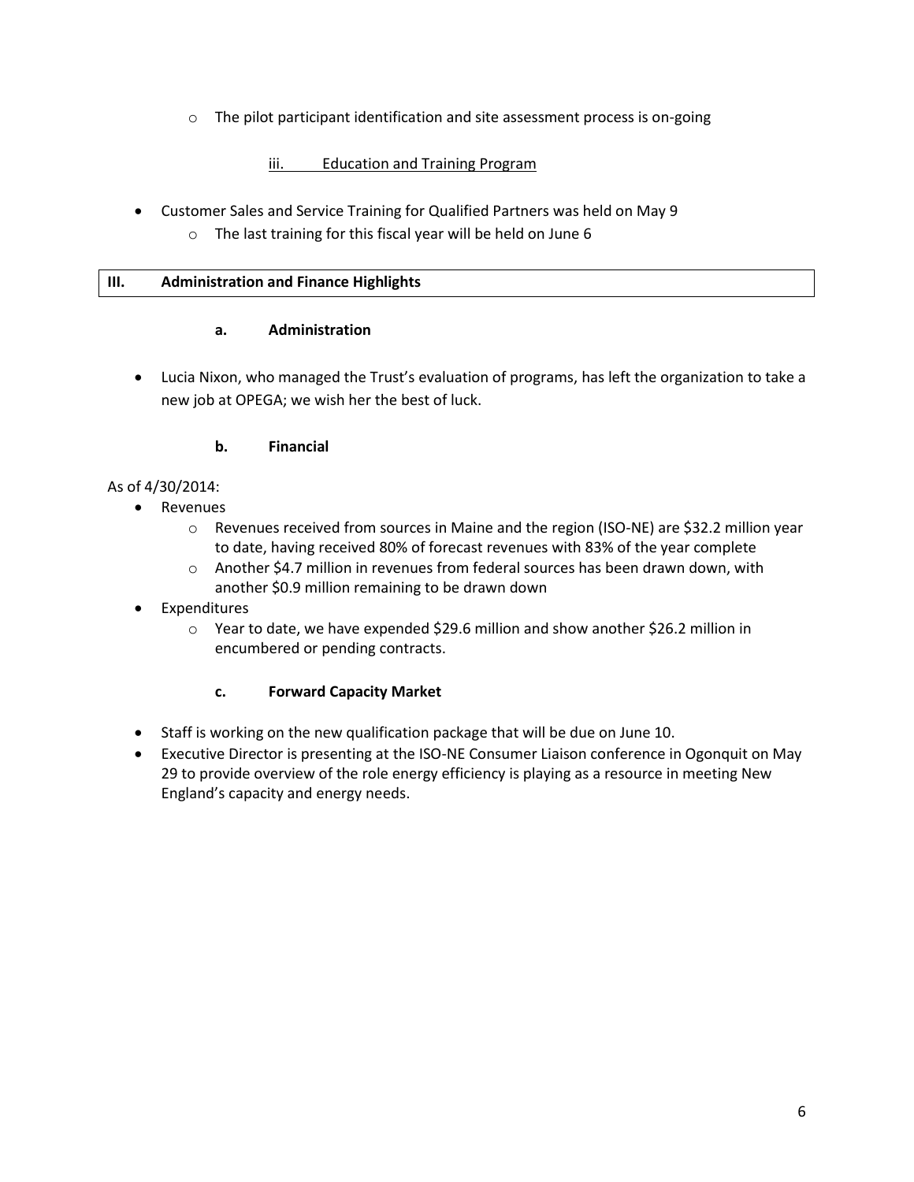- The pilot participant identification and site assessment process is on-going

iii. Education and Training Program

- Customer Sales and Service Training for Qualified Partners was held on May 9
  - The last training for this fiscal year will be held on June 6

## III. Administration and Finance Highlights

### a. Administration

- Lucia Nixon, who managed the Trust's evaluation of programs, has left the organization to take a new job at OPEGA; we wish her the best of luck.

### b. Financial

As of 4/30/2014:

- Revenues
  - Revenues received from sources in Maine and the region (ISO-NE) are $32.2 million year to date, having received 80% of forecast revenues with 83% of the year complete
  - Another $4.7 million in revenues from federal sources has been drawn down, with another $0.9 million remaining to be drawn down
- Expenditures
  - Year to date, we have expended $29.6 million and show another $26.2 million in encumbered or pending contracts.

### c. Forward Capacity Market

- Staff is working on the new qualification package that will be due on June 10.
- Executive Director is presenting at the ISO-NE Consumer Liaison conference in Ogonquit on May 29 to provide overview of the role energy efficiency is playing as a resource in meeting New England's capacity and energy needs.